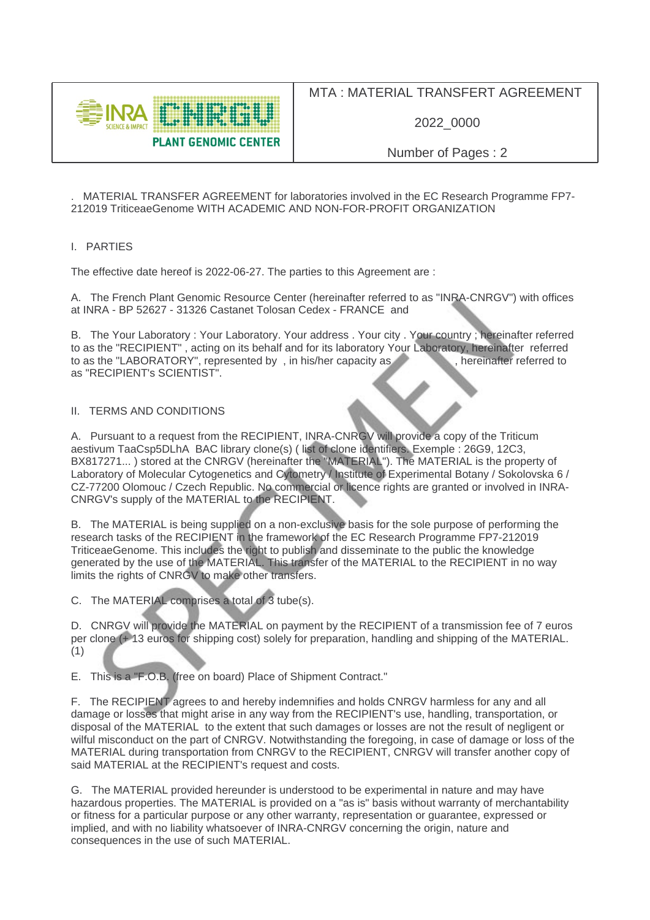| INRA SCIENCE & IMPACT CNRGV PLANT GENOMIC CENTER | MTA : MATERIAL TRANSFERT AGREEMENT |
| --- | --- |
| | 2022_0000 |
| | Number of Pages : 2 |

. MATERIAL TRANSFER AGREEMENT for laboratories involved in the EC Research Programme FP7-212019 TriticeaeGenome WITH ACADEMIC AND NON-FOR-PROFIT ORGANIZATION

## I. PARTIES

The effective date hereof is 2022-06-27. The parties to this Agreement are :

A. The French Plant Genomic Resource Center (hereinafter referred to as "INRA-CNRGV") with offices at INRA - BP 52627 - 31326 Castanet Tolosan Cedex - FRANCE and

B. The Your Laboratory : Your Laboratory. Your address . Your city . Your country ; hereinafter referred to as the "RECIPIENT" , acting on its behalf and for its laboratory Your Laboratory, hereinafter referred to as the "LABORATORY", represented by , in his/her capacity as , hereinafter referred to as "RECIPIENT's SCIENTIST".

## II. TERMS AND CONDITIONS

A. Pursuant to a request from the RECIPIENT, INRA-CNRGV will provide a copy of the Triticum aestivum TaaCsp5DLhA BAC library clone(s) ( list of clone identifiers. Exemple : 26G9, 12C3, BX817271... ) stored at the CNRGV (hereinafter the "MATERIAL"). The MATERIAL is the property of Laboratory of Molecular Cytogenetics and Cytometry / Institute of Experimental Botany / Sokolovska 6 / CZ-77200 Olomouc / Czech Republic. No commercial or licence rights are granted or involved in INRA-CNRGV's supply of the MATERIAL to the RECIPIENT.

B. The MATERIAL is being supplied on a non-exclusive basis for the sole purpose of performing the research tasks of the RECIPIENT in the framework of the EC Research Programme FP7-212019 TriticeaeGenome. This includes the right to publish and disseminate to the public the knowledge generated by the use of the MATERIAL. This transfer of the MATERIAL to the RECIPIENT in no way limits the rights of CNRGV to make other transfers.

C. The MATERIAL comprises a total of 3 tube(s).

D. CNRGV will provide the MATERIAL on payment by the RECIPIENT of a transmission fee of 7 euros per clone (+ 13 euros for shipping cost) solely for preparation, handling and shipping of the MATERIAL. (1)

E. This is a "F.O.B. (free on board) Place of Shipment Contract."

F. The RECIPIENT agrees to and hereby indemnifies and holds CNRGV harmless for any and all damage or losses that might arise in any way from the RECIPIENT's use, handling, transportation, or disposal of the MATERIAL to the extent that such damages or losses are not the result of negligent or wilful misconduct on the part of CNRGV. Notwithstanding the foregoing, in case of damage or loss of the MATERIAL during transportation from CNRGV to the RECIPIENT, CNRGV will transfer another copy of said MATERIAL at the RECIPIENT's request and costs.

G. The MATERIAL provided hereunder is understood to be experimental in nature and may have hazardous properties. The MATERIAL is provided on a "as is" basis without warranty of merchantability or fitness for a particular purpose or any other warranty, representation or guarantee, expressed or implied, and with no liability whatsoever of INRA-CNRGV concerning the origin, nature and consequences in the use of such MATERIAL.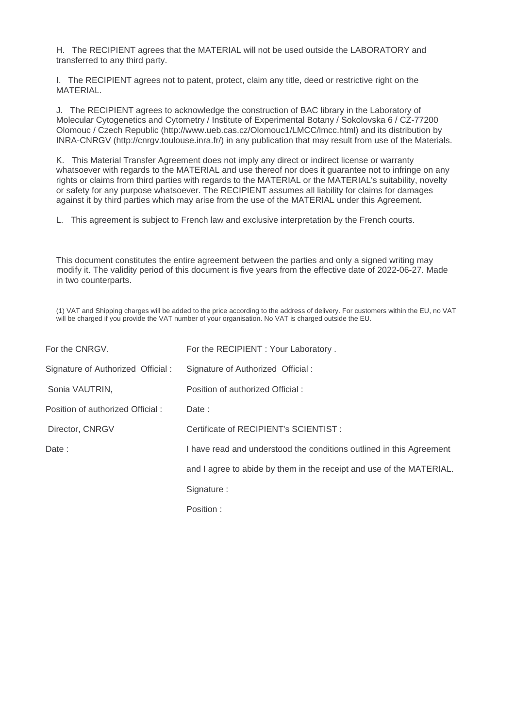H. The RECIPIENT agrees that the MATERIAL will not be used outside the LABORATORY and transferred to any third party.

I. The RECIPIENT agrees not to patent, protect, claim any title, deed or restrictive right on the MATERIAL.

J. The RECIPIENT agrees to acknowledge the construction of BAC library in the Laboratory of Molecular Cytogenetics and Cytometry / Institute of Experimental Botany / Sokolovska 6 / CZ-77200 Olomouc / Czech Republic (http://www.ueb.cas.cz/Olomouc1/LMCC/lmcc.html) and its distribution by INRA-CNRGV (http://cnrgv.toulouse.inra.fr/) in any publication that may result from use of the Materials.

K. This Material Transfer Agreement does not imply any direct or indirect license or warranty whatsoever with regards to the MATERIAL and use thereof nor does it guarantee not to infringe on any rights or claims from third parties with regards to the MATERIAL or the MATERIAL's suitability, novelty or safety for any purpose whatsoever. The RECIPIENT assumes all liability for claims for damages against it by third parties which may arise from the use of the MATERIAL under this Agreement.

L. This agreement is subject to French law and exclusive interpretation by the French courts.

This document constitutes the entire agreement between the parties and only a signed writing may modify it. The validity period of this document is five years from the effective date of 2022-06-27. Made in two counterparts.

(1) VAT and Shipping charges will be added to the price according to the address of delivery. For customers within the EU, no VAT will be charged if you provide the VAT number of your organisation. No VAT is charged outside the EU.

| | |
|---|---|
| For the CNRGV. | For the RECIPIENT : Your Laboratory . |
| Signature of Authorized Official : | Signature of Authorized Official : |
| Sonia VAUTRIN, | Position of authorized Official : |
| Position of authorized Official : | Date : |
| Director, CNRGV | Certificate of RECIPIENT's SCIENTIST : |
| Date : | I have read and understood the conditions outlined in this Agreement |
| | and I agree to abide by them in the receipt and use of the MATERIAL. |
| | Signature : |
| | Position : |